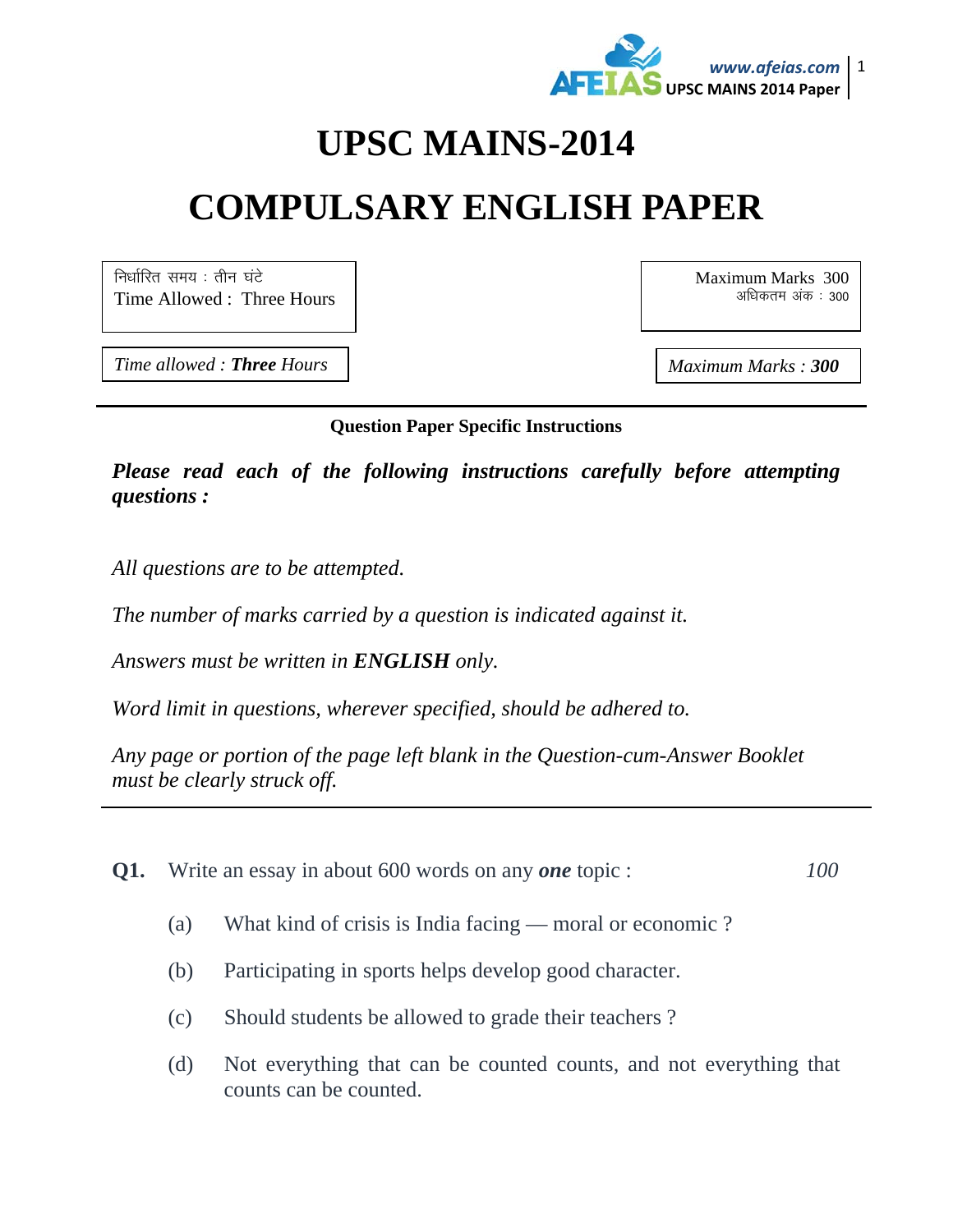# UPSC MAINS-2014

# COMPULSARY ENGLISH PAPER

| निर्धारित समय : तीन घंटे<br>Time Allowed : Three Hours | Maximum Marks 300<br>अधिकतम अंक : 300 |
|---|---|
| *Time allowed : **Three** Hours* | *Maximum Marks : **300*** |

---

**Question Paper Specific Instructions**

***Please read each of the following instructions carefully before attempting questions :***

*All questions are to be attempted.*

*The number of marks carried by a question is indicated against it.*

*Answers must be written in **ENGLISH** only.*

*Word limit in questions, wherever specified, should be adhered to.*

*Any page or portion of the page left blank in the Question-cum-Answer Booklet must be clearly struck off.*

---

**Q1.** Write an essay in about 600 words on any ***one*** topic : *100*

(a) What kind of crisis is India facing — moral or economic ?

(b) Participating in sports helps develop good character.

(c) Should students be allowed to grade their teachers ?

(d) Not everything that can be counted counts, and not everything that counts can be counted.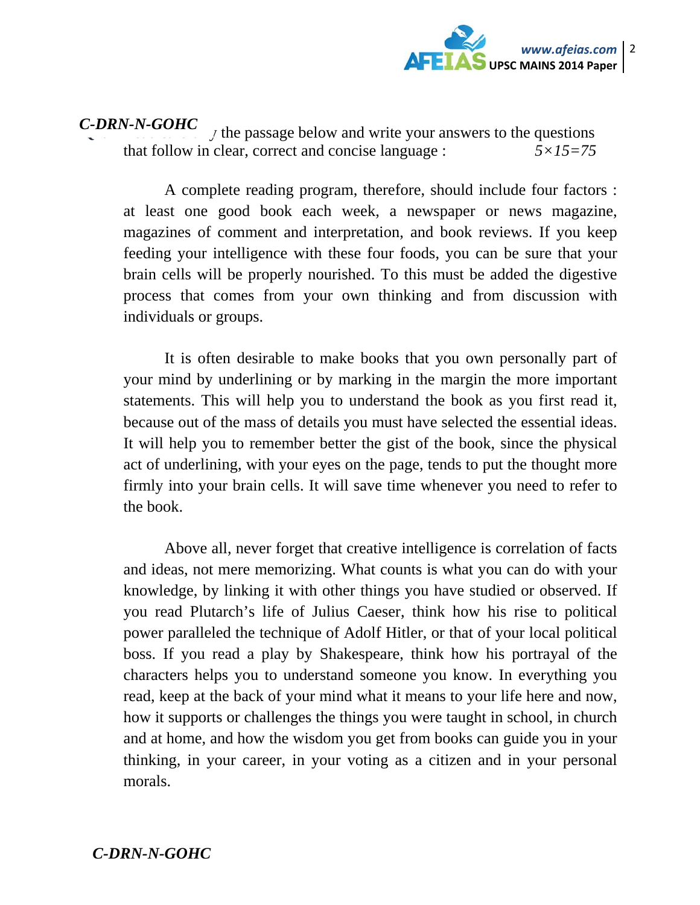C-DRN-N-GOHC

Q. ... the passage below and write your answers to the questions that follow in clear, correct and concise language : *5×15=75*

A complete reading program, therefore, should include four factors : at least one good book each week, a newspaper or news magazine, magazines of comment and interpretation, and book reviews. If you keep feeding your intelligence with these four foods, you can be sure that your brain cells will be properly nourished. To this must be added the digestive process that comes from your own thinking and from discussion with individuals or groups.

It is often desirable to make books that you own personally part of your mind by underlining or by marking in the margin the more important statements. This will help you to understand the book as you first read it, because out of the mass of details you must have selected the essential ideas. It will help you to remember better the gist of the book, since the physical act of underlining, with your eyes on the page, tends to put the thought more firmly into your brain cells. It will save time whenever you need to refer to the book.

Above all, never forget that creative intelligence is correlation of facts and ideas, not mere memorizing. What counts is what you can do with your knowledge, by linking it with other things you have studied or observed. If you read Plutarch's life of Julius Caeser, think how his rise to political power paralleled the technique of Adolf Hitler, or that of your local political boss. If you read a play by Shakespeare, think how his portrayal of the characters helps you to understand someone you know. In everything you read, keep at the back of your mind what it means to your life here and now, how it supports or challenges the things you were taught in school, in church and at home, and how the wisdom you get from books can guide you in your thinking, in your career, in your voting as a citizen and in your personal morals.

C-DRN-N-GOHC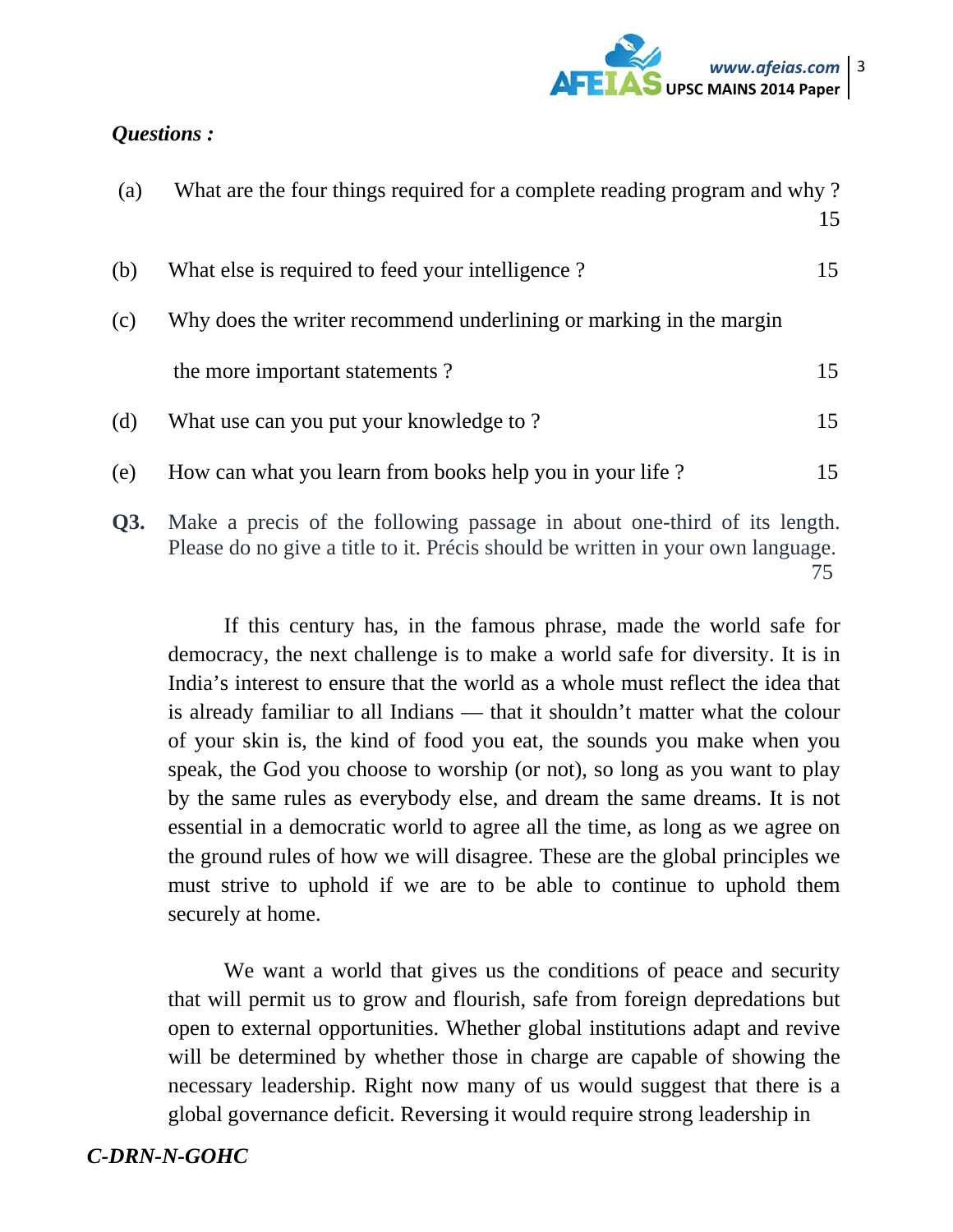***Questions :***

(a) What are the four things required for a complete reading program and why ? 15

(b) What else is required to feed your intelligence ? 15

(c) Why does the writer recommend underlining or marking in the margin the more important statements ? 15

(d) What use can you put your knowledge to ? 15

(e) How can what you learn from books help you in your life ? 15

**Q3.** Make a precis of the following passage in about one-third of its length. Please do no give a title to it. Précis should be written in your own language. 75

If this century has, in the famous phrase, made the world safe for democracy, the next challenge is to make a world safe for diversity. It is in India's interest to ensure that the world as a whole must reflect the idea that is already familiar to all Indians — that it shouldn't matter what the colour of your skin is, the kind of food you eat, the sounds you make when you speak, the God you choose to worship (or not), so long as you want to play by the same rules as everybody else, and dream the same dreams. It is not essential in a democratic world to agree all the time, as long as we agree on the ground rules of how we will disagree. These are the global principles we must strive to uphold if we are to be able to continue to uphold them securely at home.

We want a world that gives us the conditions of peace and security that will permit us to grow and flourish, safe from foreign depredations but open to external opportunities. Whether global institutions adapt and revive will be determined by whether those in charge are capable of showing the necessary leadership. Right now many of us would suggest that there is a global governance deficit. Reversing it would require strong leadership in

*C-DRN-N-GOHC*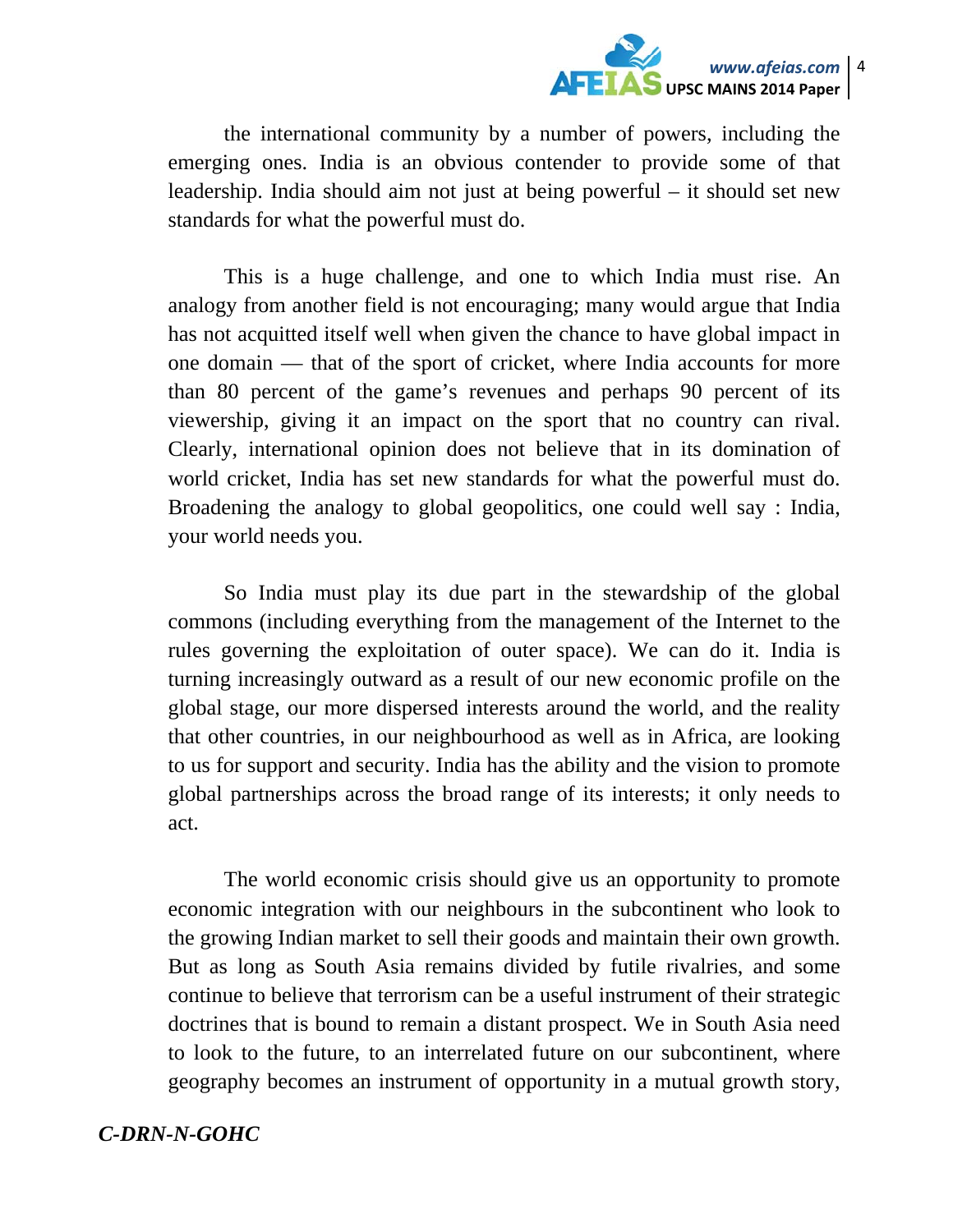the international community by a number of powers, including the emerging ones. India is an obvious contender to provide some of that leadership. India should aim not just at being powerful – it should set new standards for what the powerful must do.

This is a huge challenge, and one to which India must rise. An analogy from another field is not encouraging; many would argue that India has not acquitted itself well when given the chance to have global impact in one domain — that of the sport of cricket, where India accounts for more than 80 percent of the game's revenues and perhaps 90 percent of its viewership, giving it an impact on the sport that no country can rival. Clearly, international opinion does not believe that in its domination of world cricket, India has set new standards for what the powerful must do. Broadening the analogy to global geopolitics, one could well say : India, your world needs you.

So India must play its due part in the stewardship of the global commons (including everything from the management of the Internet to the rules governing the exploitation of outer space). We can do it. India is turning increasingly outward as a result of our new economic profile on the global stage, our more dispersed interests around the world, and the reality that other countries, in our neighbourhood as well as in Africa, are looking to us for support and security. India has the ability and the vision to promote global partnerships across the broad range of its interests; it only needs to act.

The world economic crisis should give us an opportunity to promote economic integration with our neighbours in the subcontinent who look to the growing Indian market to sell their goods and maintain their own growth. But as long as South Asia remains divided by futile rivalries, and some continue to believe that terrorism can be a useful instrument of their strategic doctrines that is bound to remain a distant prospect. We in South Asia need to look to the future, to an interrelated future on our subcontinent, where geography becomes an instrument of opportunity in a mutual growth story,

***C-DRN-N-GOHC***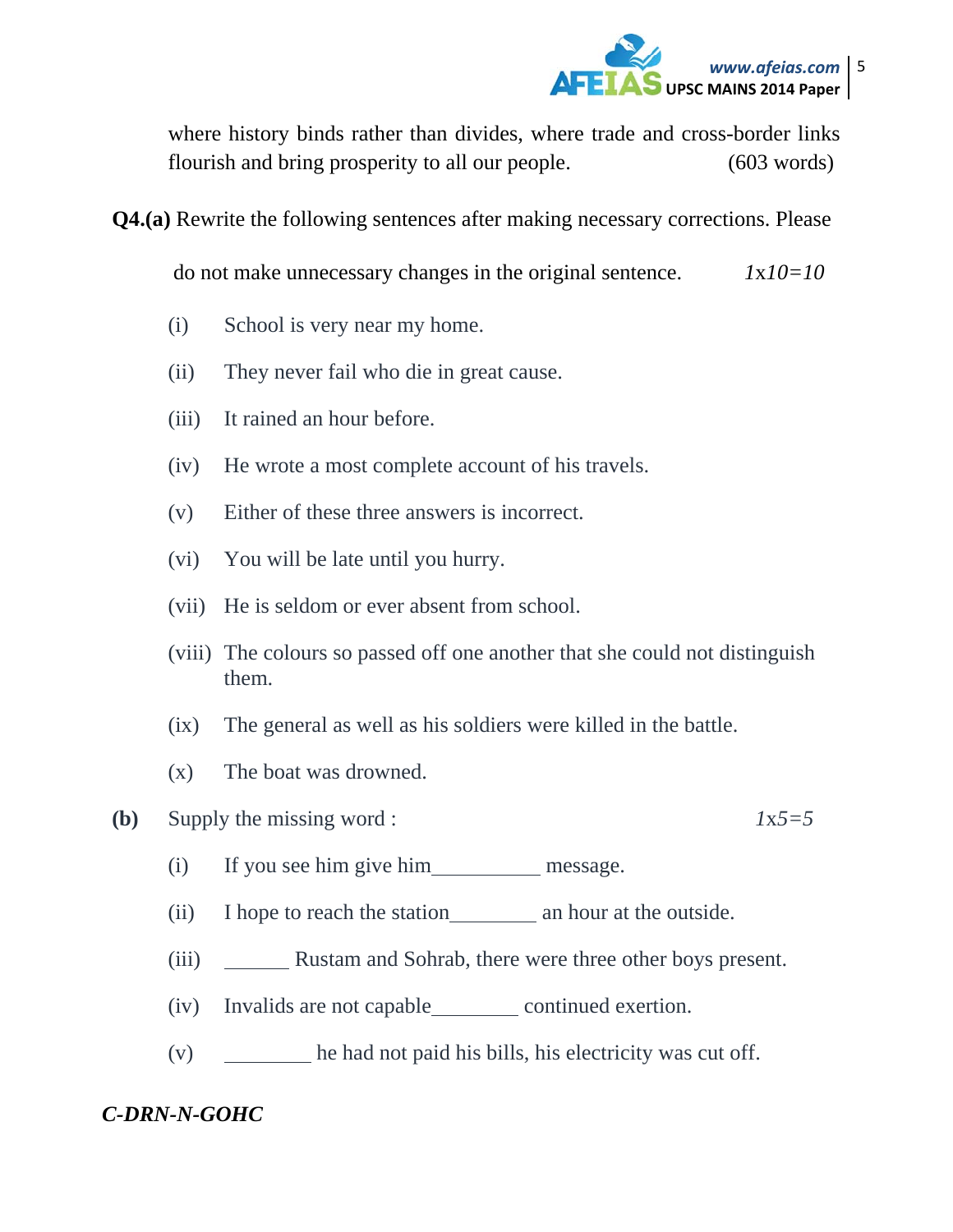where history binds rather than divides, where trade and cross-border links flourish and bring prosperity to all our people. (603 words)

**Q4.(a)** Rewrite the following sentences after making necessary corrections. Please do not make unnecessary changes in the original sentence. *1x10=10*

(i) School is very near my home.

(ii) They never fail who die in great cause.

(iii) It rained an hour before.

(iv) He wrote a most complete account of his travels.

(v) Either of these three answers is incorrect.

(vi) You will be late until you hurry.

(vii) He is seldom or ever absent from school.

(viii) The colours so passed off one another that she could not distinguish them.

(ix) The general as well as his soldiers were killed in the battle.

(x) The boat was drowned.

**(b)** Supply the missing word : *1x5=5*

(i) If you see him give him__________ message.

(ii) I hope to reach the station________ an hour at the outside.

(iii) ______ Rustam and Sohrab, there were three other boys present.

(iv) Invalids are not capable________ continued exertion.

(v) ________ he had not paid his bills, his electricity was cut off.

***C-DRN-N-GOHC***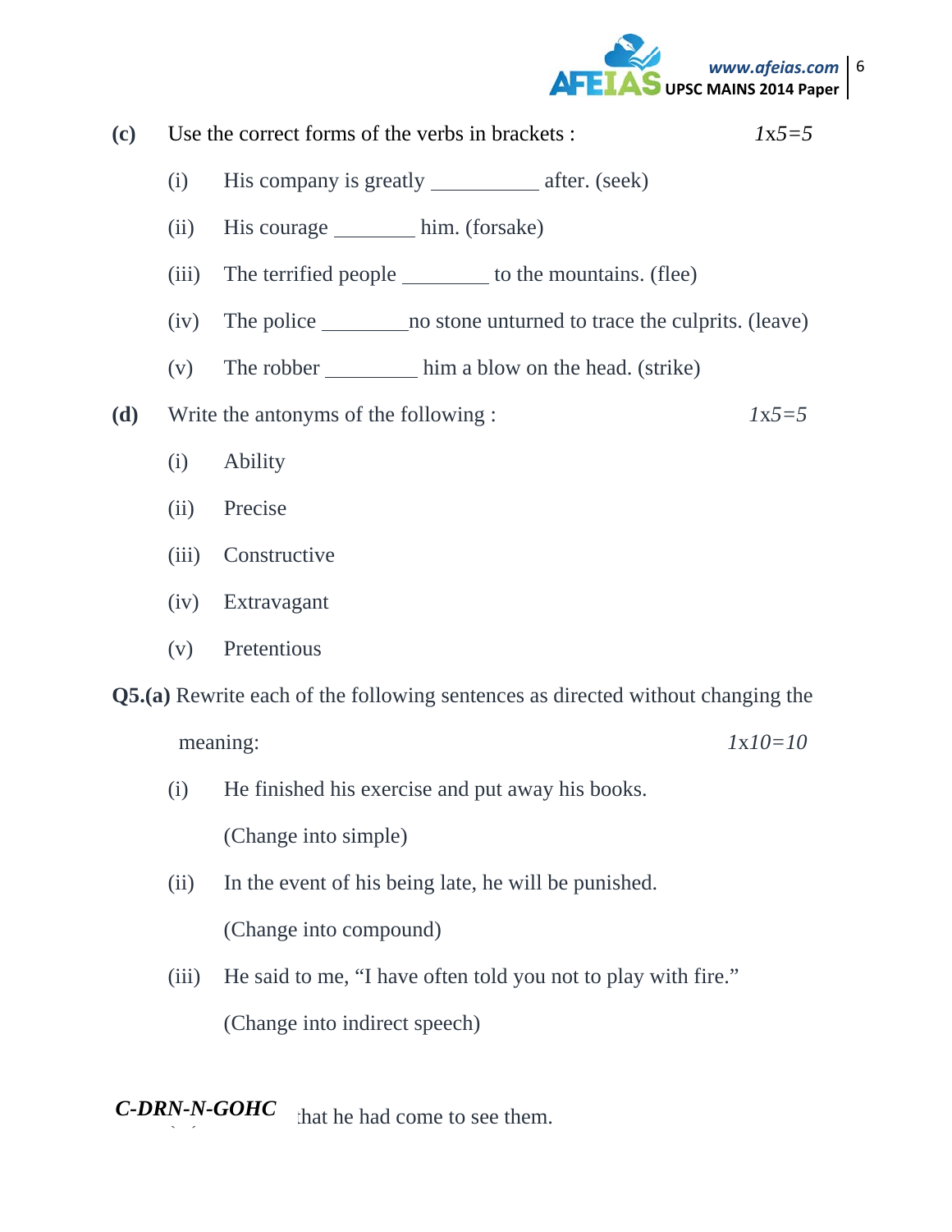**(c)** Use the correct forms of the verbs in brackets : *1x5=5*

(i) His company is greatly __________ after. (seek)

(ii) His courage ________ him. (forsake)

(iii) The terrified people ________ to the mountains. (flee)

(iv) The police ________no stone unturned to trace the culprits. (leave)

(v) The robber _________ him a blow on the head. (strike)

**(d)** Write the antonyms of the following : *1x5=5*

(i) Ability

(ii) Precise

(iii) Constructive

(iv) Extravagant

(v) Pretentious

**Q5.(a)** Rewrite each of the following sentences as directed without changing the meaning: *1x10=10*

(i) He finished his exercise and put away his books.

(Change into simple)

(ii) In the event of his being late, he will be punished.

(Change into compound)

(iii) He said to me, "I have often told you not to play with fire."

(Change into indirect speech)

***C-DRN-N-GOHC*** that he had come to see them.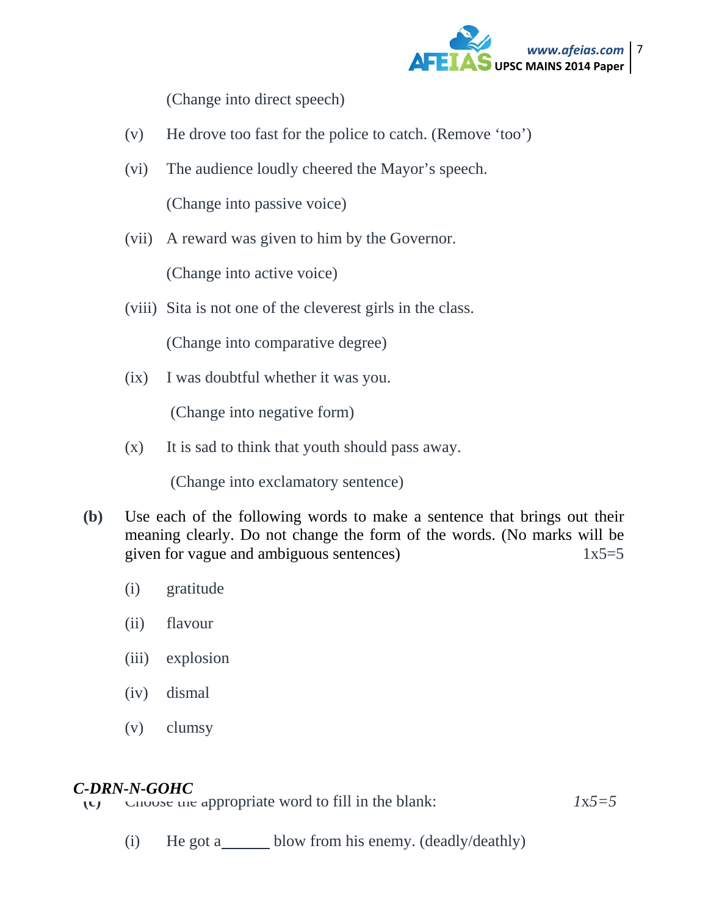(Change into direct speech)

(v) He drove too fast for the police to catch. (Remove 'too')

(vi) The audience loudly cheered the Mayor's speech.

(Change into passive voice)

(vii) A reward was given to him by the Governor.

(Change into active voice)

(viii) Sita is not one of the cleverest girls in the class.

(Change into comparative degree)

(ix) I was doubtful whether it was you.

(Change into negative form)

(x) It is sad to think that youth should pass away.

(Change into exclamatory sentence)

**(b)** Use each of the following words to make a sentence that brings out their meaning clearly. Do not change the form of the words. (No marks will be given for vague and ambiguous sentences) 1x5=5

(i) gratitude

(ii) flavour

(iii) explosion

(iv) dismal

(v) clumsy

***C-DRN-N-GOHC***

**(c)** Choose the appropriate word to fill in the blank: *1*x*5=5*

(i) He got a______ blow from his enemy. (deadly/deathly)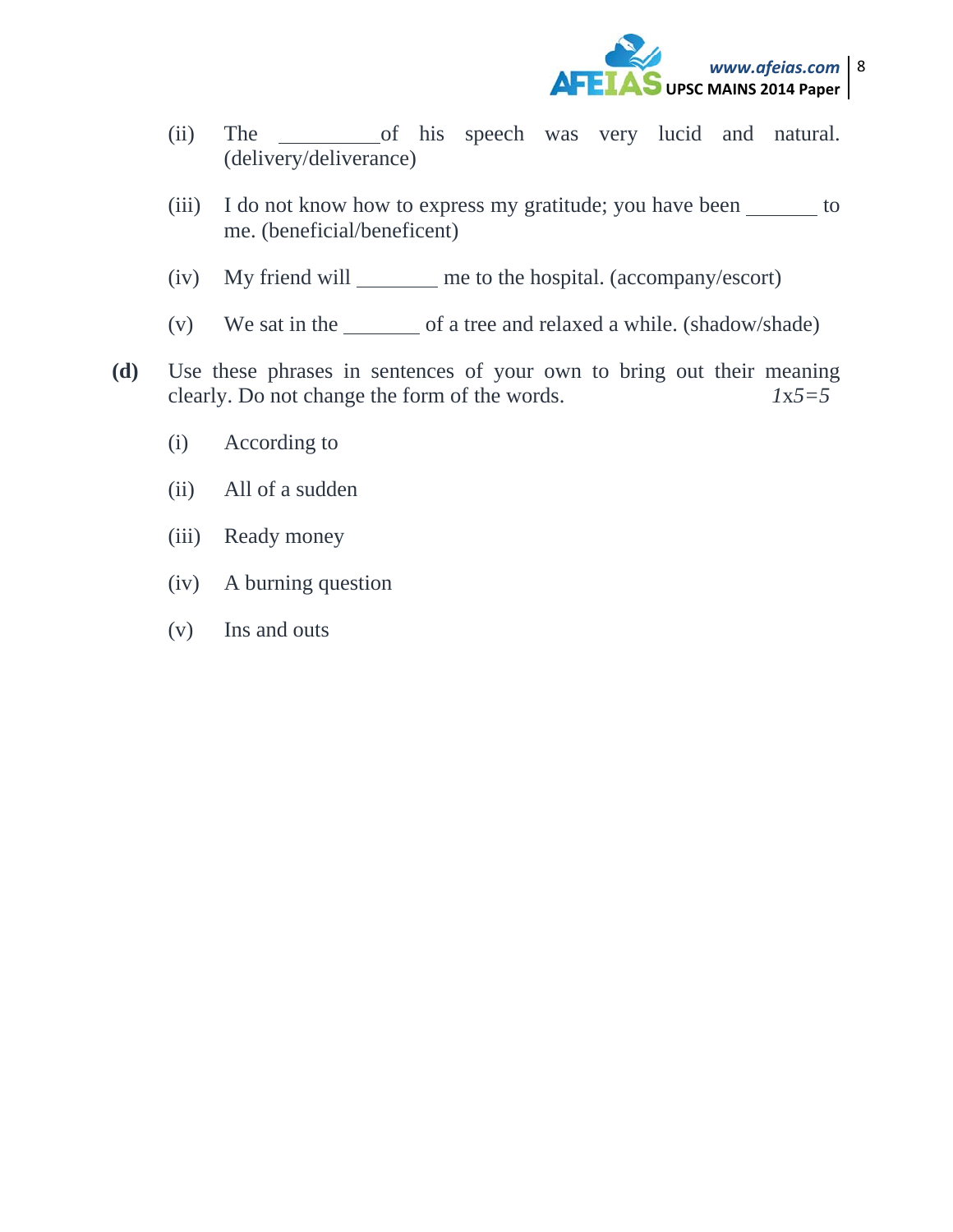(ii) The __________of his speech was very lucid and natural. (delivery/deliverance)

(iii) I do not know how to express my gratitude; you have been _______ to me. (beneficial/beneficent)

(iv) My friend will ________ me to the hospital. (accompany/escort)

(v) We sat in the _______ of a tree and relaxed a while. (shadow/shade)

**(d)** Use these phrases in sentences of your own to bring out their meaning clearly. Do not change the form of the words. *1x5=5*

(i) According to

(ii) All of a sudden

(iii) Ready money

(iv) A burning question

(v) Ins and outs